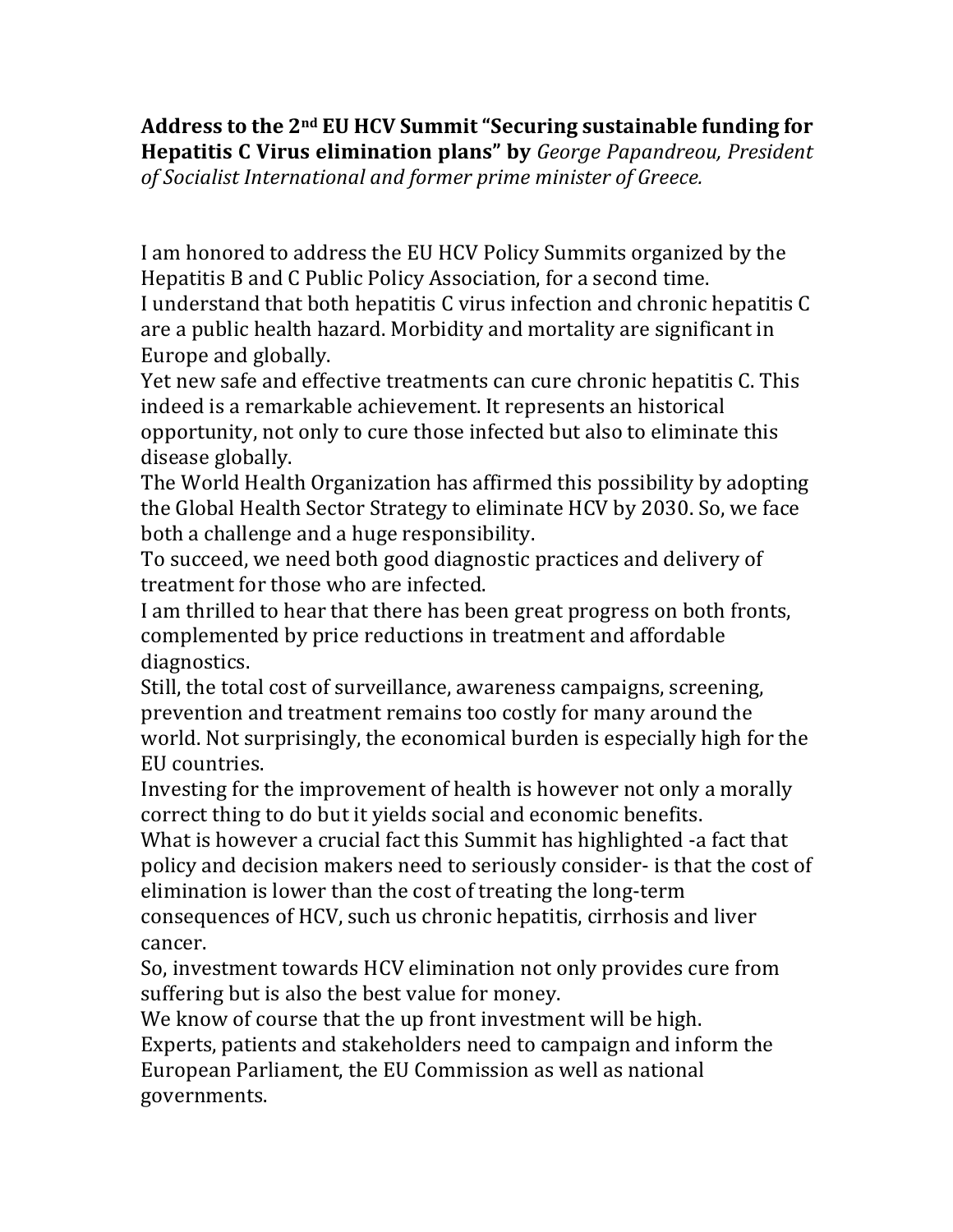**Address to the 2nd EU HCV Summit "Securing sustainable funding for Hepatitis C Virus elimination plans" by** *George Papandreou, President of Socialist International and former prime minister of Greece.*

I am honored to address the EU HCV Policy Summits organized by the Hepatitis B and C Public Policy Association, for a second time.
I understand that both hepatitis C virus infection and chronic hepatitis C are a public health hazard. Morbidity and mortality are significant in Europe and globally.
Yet new safe and effective treatments can cure chronic hepatitis C. This indeed is a remarkable achievement. It represents an historical opportunity, not only to cure those infected but also to eliminate this disease globally.
The World Health Organization has affirmed this possibility by adopting the Global Health Sector Strategy to eliminate HCV by 2030. So, we face both a challenge and a huge responsibility.
To succeed, we need both good diagnostic practices and delivery of treatment for those who are infected.
I am thrilled to hear that there has been great progress on both fronts, complemented by price reductions in treatment and affordable diagnostics.
Still, the total cost of surveillance, awareness campaigns, screening, prevention and treatment remains too costly for many around the world. Not surprisingly, the economical burden is especially high for the EU countries.
Investing for the improvement of health is however not only a morally correct thing to do but it yields social and economic benefits.
What is however a crucial fact this Summit has highlighted -a fact that policy and decision makers need to seriously consider- is that the cost of elimination is lower than the cost of treating the long-term consequences of HCV, such us chronic hepatitis, cirrhosis and liver cancer.
So, investment towards HCV elimination not only provides cure from suffering but is also the best value for money.
We know of course that the up front investment will be high.
Experts, patients and stakeholders need to campaign and inform the European Parliament, the EU Commission as well as national governments.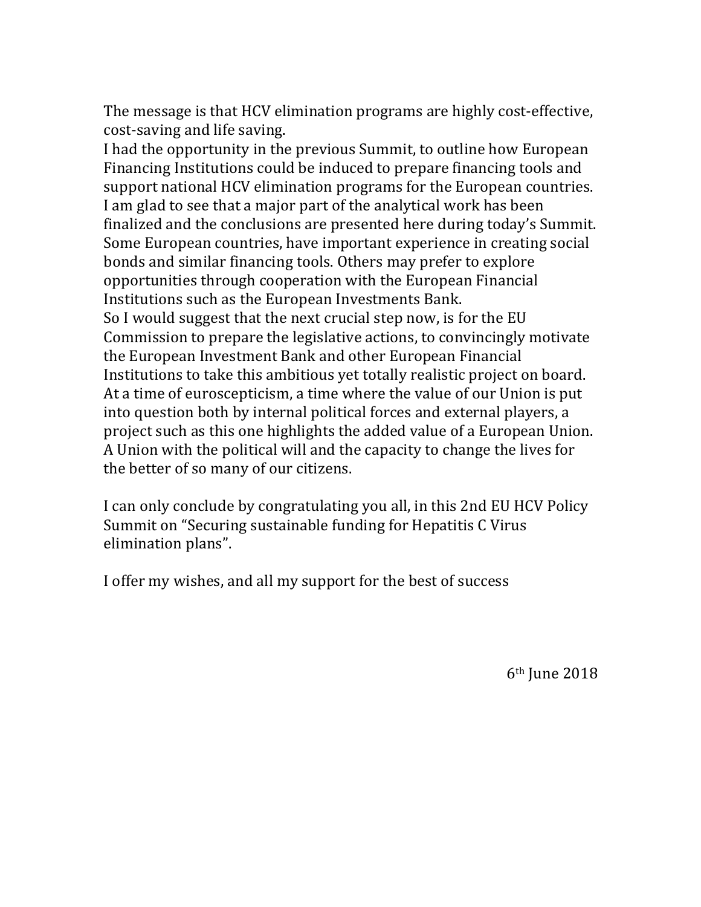The message is that HCV elimination programs are highly cost-effective, cost-saving and life saving.
I had the opportunity in the previous Summit, to outline how European Financing Institutions could be induced to prepare financing tools and support national HCV elimination programs for the European countries. I am glad to see that a major part of the analytical work has been finalized and the conclusions are presented here during today's Summit. Some European countries, have important experience in creating social bonds and similar financing tools. Others may prefer to explore opportunities through cooperation with the European Financial Institutions such as the European Investments Bank.
So I would suggest that the next crucial step now, is for the EU Commission to prepare the legislative actions, to convincingly motivate the European Investment Bank and other European Financial Institutions to take this ambitious yet totally realistic project on board. At a time of euroscepticism, a time where the value of our Union is put into question both by internal political forces and external players, a project such as this one highlights the added value of a European Union. A Union with the political will and the capacity to change the lives for the better of so many of our citizens.

I can only conclude by congratulating you all, in this 2nd EU HCV Policy Summit on "Securing sustainable funding for Hepatitis C Virus elimination plans".

I offer my wishes, and all my support for the best of success

6th June 2018